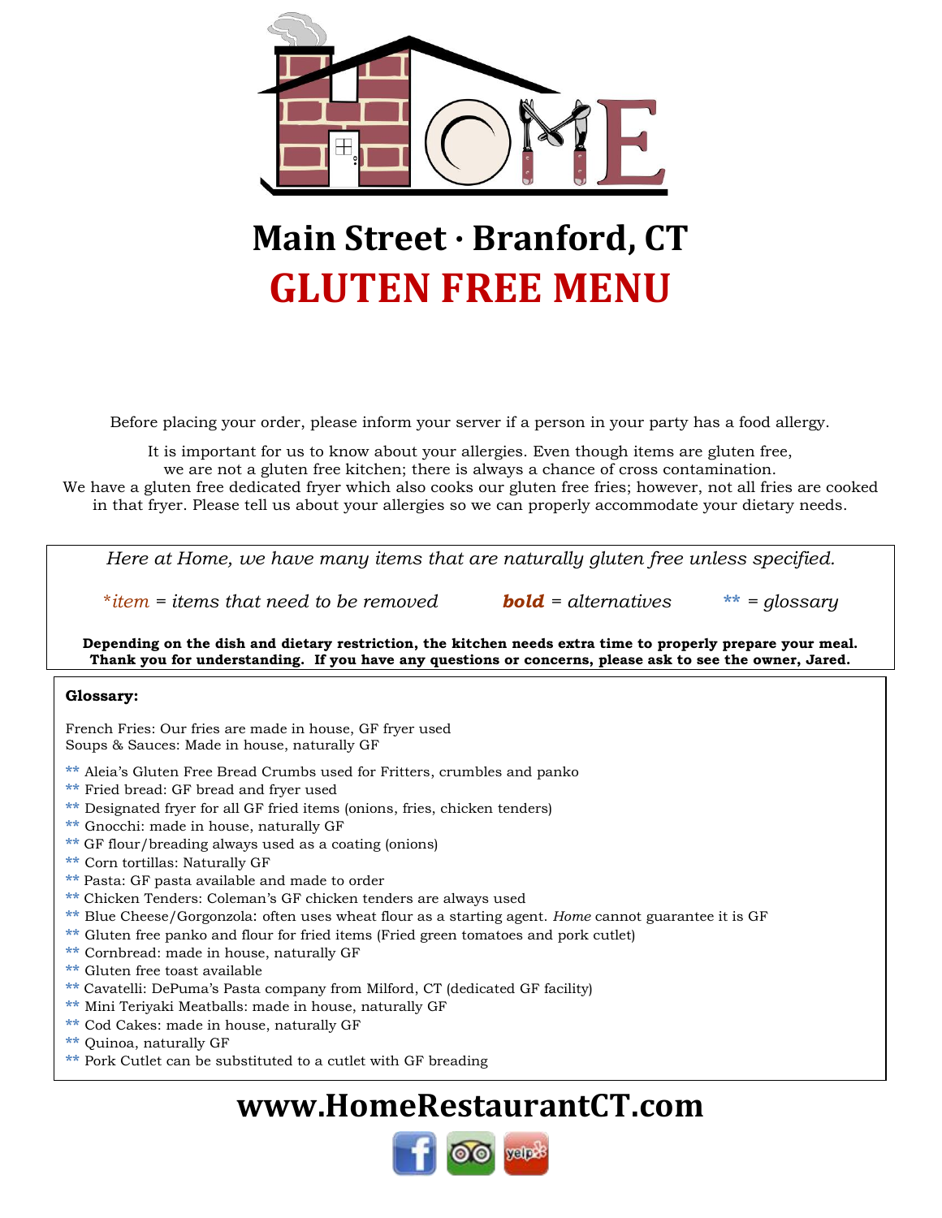# Main Street · Branford, CT

# GLUTEN FREE MENU

Before placing your order, please inform your server if a person in your party has a food allergy.

It is important for us to know about your allergies. Even though items are gluten free, we are not a gluten free kitchen; there is always a chance of cross contamination. We have a gluten free dedicated fryer which also cooks our gluten free fries; however, not all fries are cooked in that fryer. Please tell us about your allergies so we can properly accommodate your dietary needs.

*Here at Home, we have many items that are naturally gluten free unless specified.*

*\*item = items that need to be removed* &nbsp;&nbsp;&nbsp; ***bold** = alternatives* &nbsp;&nbsp;&nbsp; *\*\* = glossary*

**Depending on the dish and dietary restriction, the kitchen needs extra time to properly prepare your meal. Thank you for understanding. If you have any questions or concerns, please ask to see the owner, Jared.**

**Glossary:**

French Fries: Our fries are made in house, GF fryer used
Soups & Sauces: Made in house, naturally GF

** Aleia's Gluten Free Bread Crumbs used for Fritters, crumbles and panko
** Fried bread: GF bread and fryer used
** Designated fryer for all GF fried items (onions, fries, chicken tenders)
** Gnocchi: made in house, naturally GF
** GF flour/breading always used as a coating (onions)
** Corn tortillas: Naturally GF
** Pasta: GF pasta available and made to order
** Chicken Tenders: Coleman's GF chicken tenders are always used
** Blue Cheese/Gorgonzola: often uses wheat flour as a starting agent. *Home* cannot guarantee it is GF
** Gluten free panko and flour for fried items (Fried green tomatoes and pork cutlet)
** Cornbread: made in house, naturally GF
** Gluten free toast available
** Cavatelli: DePuma's Pasta company from Milford, CT (dedicated GF facility)
** Mini Teriyaki Meatballs: made in house, naturally GF
** Cod Cakes: made in house, naturally GF
** Quinoa, naturally GF
** Pork Cutlet can be substituted to a cutlet with GF breading

## www.HomeRestaurantCT.com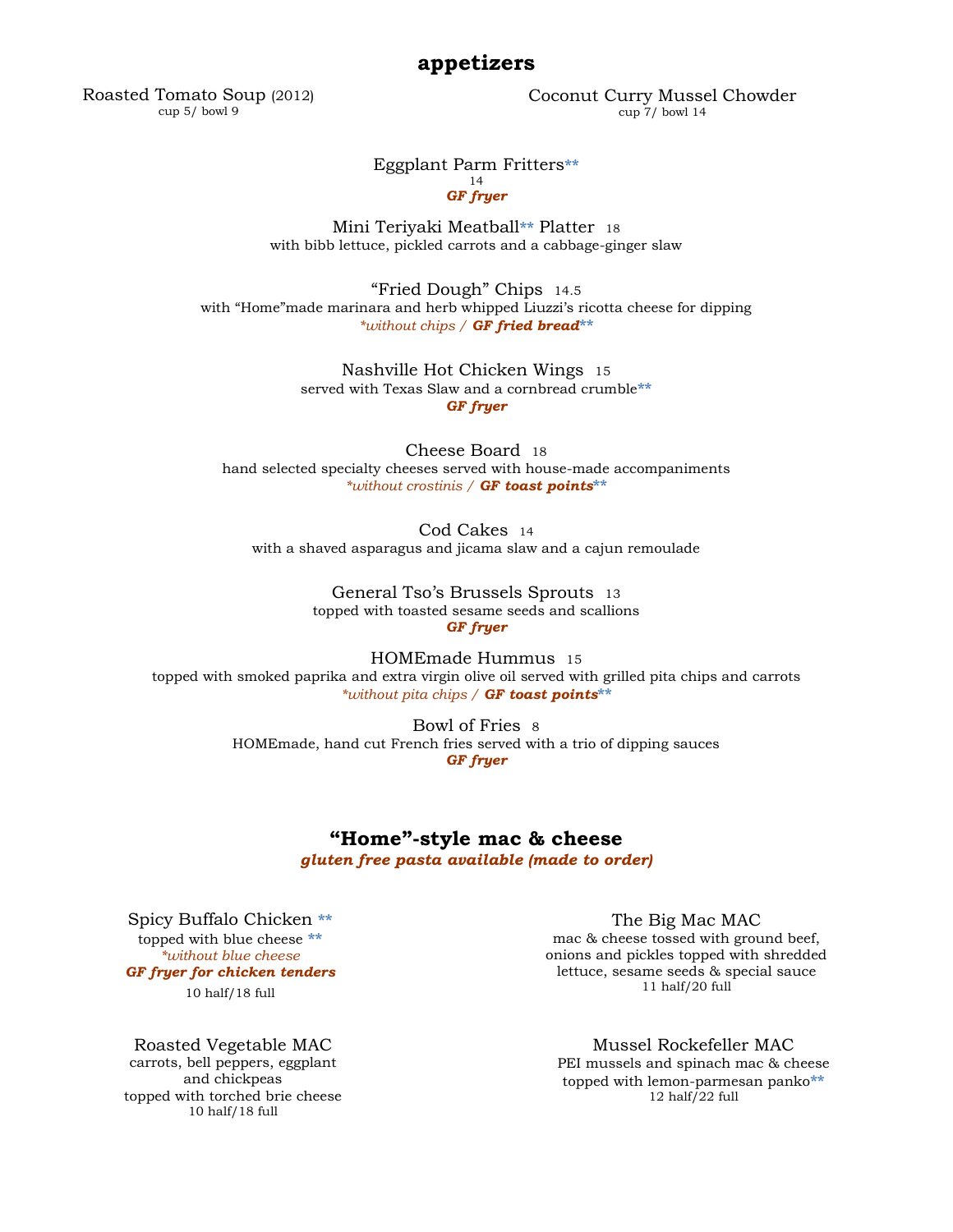## appetizers

Roasted Tomato Soup (2012)
cup 5/ bowl 9

Coconut Curry Mussel Chowder
cup 7/ bowl 14

Eggplant Parm Fritters**
14
***GF fryer***

Mini Teriyaki Meatball** Platter 18
with bibb lettuce, pickled carrots and a cabbage-ginger slaw

"Fried Dough" Chips 14.5
with "Home"made marinara and herb whipped Liuzzi's ricotta cheese for dipping
**without chips / **GF fried bread***

Nashville Hot Chicken Wings 15
served with Texas Slaw and a cornbread crumble**
***GF fryer***

Cheese Board 18
hand selected specialty cheeses served with house-made accompaniments
**without crostinis / **GF toast points***

Cod Cakes 14
with a shaved asparagus and jicama slaw and a cajun remoulade

General Tso's Brussels Sprouts 13
topped with toasted sesame seeds and scallions
***GF fryer***

HOMEmade Hummus 15
topped with smoked paprika and extra virgin olive oil served with grilled pita chips and carrots
**without pita chips / **GF toast points***

Bowl of Fries 8
HOMEmade, hand cut French fries served with a trio of dipping sauces
***GF fryer***

## "Home"-style mac & cheese

***gluten free pasta available (made to order)***

Spicy Buffalo Chicken **
topped with blue cheese **
**without blue cheese*
***GF fryer for chicken tenders***
10 half/18 full

The Big Mac MAC
mac & cheese tossed with ground beef, onions and pickles topped with shredded lettuce, sesame seeds & special sauce
11 half/20 full

Roasted Vegetable MAC
carrots, bell peppers, eggplant and chickpeas
topped with torched brie cheese
10 half/18 full

Mussel Rockefeller MAC
PEI mussels and spinach mac & cheese
topped with lemon-parmesan panko**
12 half/22 full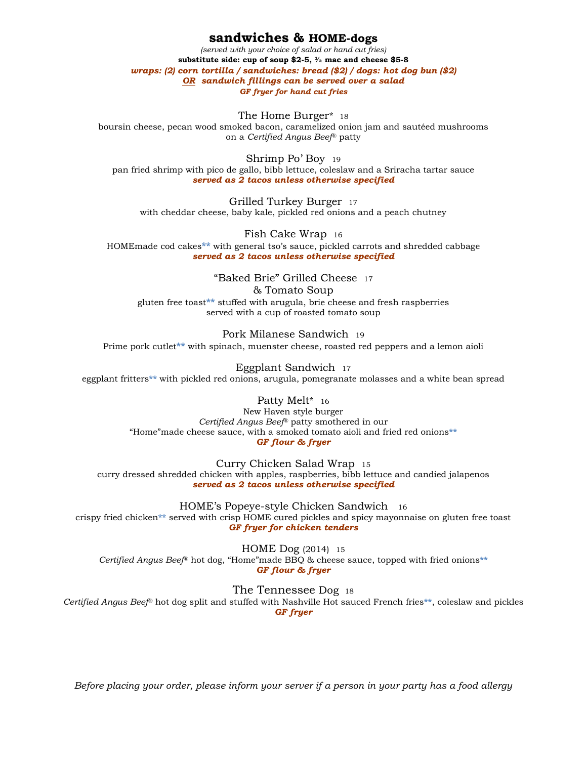# sandwiches & HOME-dogs

*(served with your choice of salad or hand cut fries)*

**substitute side: cup of soup $2-5, ½ mac and cheese $5-8**

***wraps: (2) corn tortilla / sandwiches: bread ($2) / dogs: hot dog bun ($2)***

***OR sandwich fillings can be served over a salad***

***GF fryer for hand cut fries***

### The Home Burger* 18

boursin cheese, pecan wood smoked bacon, caramelized onion jam and sautéed mushrooms on a *Certified Angus Beef®* patty

### Shrimp Po' Boy 19

pan fried shrimp with pico de gallo, bibb lettuce, coleslaw and a Sriracha tartar sauce

***served as 2 tacos unless otherwise specified***

### Grilled Turkey Burger 17

with cheddar cheese, baby kale, pickled red onions and a peach chutney

### Fish Cake Wrap 16

HOMEmade cod cakes** with general tso's sauce, pickled carrots and shredded cabbage

***served as 2 tacos unless otherwise specified***

### "Baked Brie" Grilled Cheese 17 & Tomato Soup

gluten free toast** stuffed with arugula, brie cheese and fresh raspberries served with a cup of roasted tomato soup

### Pork Milanese Sandwich 19

Prime pork cutlet** with spinach, muenster cheese, roasted red peppers and a lemon aioli

### Eggplant Sandwich 17

eggplant fritters** with pickled red onions, arugula, pomegranate molasses and a white bean spread

### Patty Melt* 16

New Haven style burger

*Certified Angus Beef®* patty smothered in our "Home"made cheese sauce, with a smoked tomato aioli and fried red onions**

***GF flour & fryer***

### Curry Chicken Salad Wrap 15

curry dressed shredded chicken with apples, raspberries, bibb lettuce and candied jalapenos

***served as 2 tacos unless otherwise specified***

### HOME's Popeye-style Chicken Sandwich 16

crispy fried chicken** served with crisp HOME cured pickles and spicy mayonnaise on gluten free toast

***GF fryer for chicken tenders***

### HOME Dog (2014) 15

*Certified Angus Beef®* hot dog, "Home"made BBQ & cheese sauce, topped with fried onions**

***GF flour & fryer***

### The Tennessee Dog 18

*Certified Angus Beef®* hot dog split and stuffed with Nashville Hot sauced French fries**, coleslaw and pickles

***GF fryer***

*Before placing your order, please inform your server if a person in your party has a food allergy*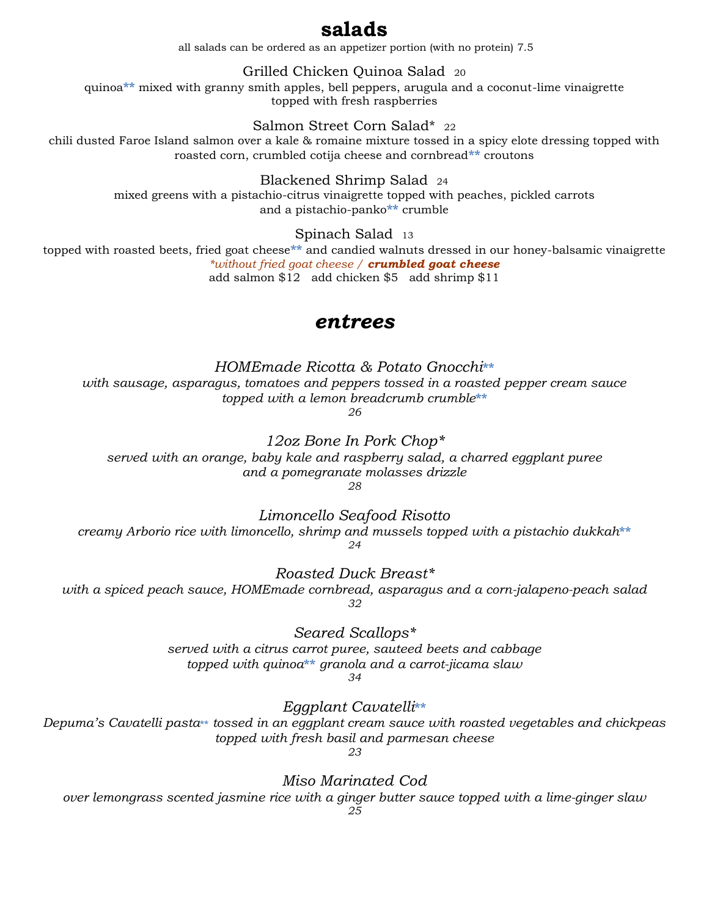# salads

all salads can be ordered as an appetizer portion (with no protein) 7.5

Grilled Chicken Quinoa Salad 20

quinoa** mixed with granny smith apples, bell peppers, arugula and a coconut-lime vinaigrette topped with fresh raspberries

Salmon Street Corn Salad* 22

chili dusted Faroe Island salmon over a kale & romaine mixture tossed in a spicy elote dressing topped with roasted corn, crumbled cotija cheese and cornbread** croutons

Blackened Shrimp Salad 24

mixed greens with a pistachio-citrus vinaigrette topped with peaches, pickled carrots and a pistachio-panko** crumble

Spinach Salad 13

topped with roasted beets, fried goat cheese** and candied walnuts dressed in our honey-balsamic vinaigrette

*without fried goat cheese / **crumbled goat cheese***

add salmon $12 add chicken $5 add shrimp $11

# *entrees*

*HOMEmade Ricotta & Potato Gnocchi***

*with sausage, asparagus, tomatoes and peppers tossed in a roasted pepper cream sauce topped with a lemon breadcrumb crumble***

*26*

*12oz Bone In Pork Chop**

*served with an orange, baby kale and raspberry salad, a charred eggplant puree and a pomegranate molasses drizzle*

*28*

*Limoncello Seafood Risotto*

*creamy Arborio rice with limoncello, shrimp and mussels topped with a pistachio dukkah***

*24*

*Roasted Duck Breast**

*with a spiced peach sauce, HOMEmade cornbread, asparagus and a corn-jalapeno-peach salad*

*32*

*Seared Scallops**

*served with a citrus carrot puree, sauteed beets and cabbage topped with quinoa** granola and a carrot-jicama slaw*

*34*

*Eggplant Cavatelli***

*Depuma's Cavatelli pasta** tossed in an eggplant cream sauce with roasted vegetables and chickpeas topped with fresh basil and parmesan cheese*

*23*

*Miso Marinated Cod*

*over lemongrass scented jasmine rice with a ginger butter sauce topped with a lime-ginger slaw*

*25*